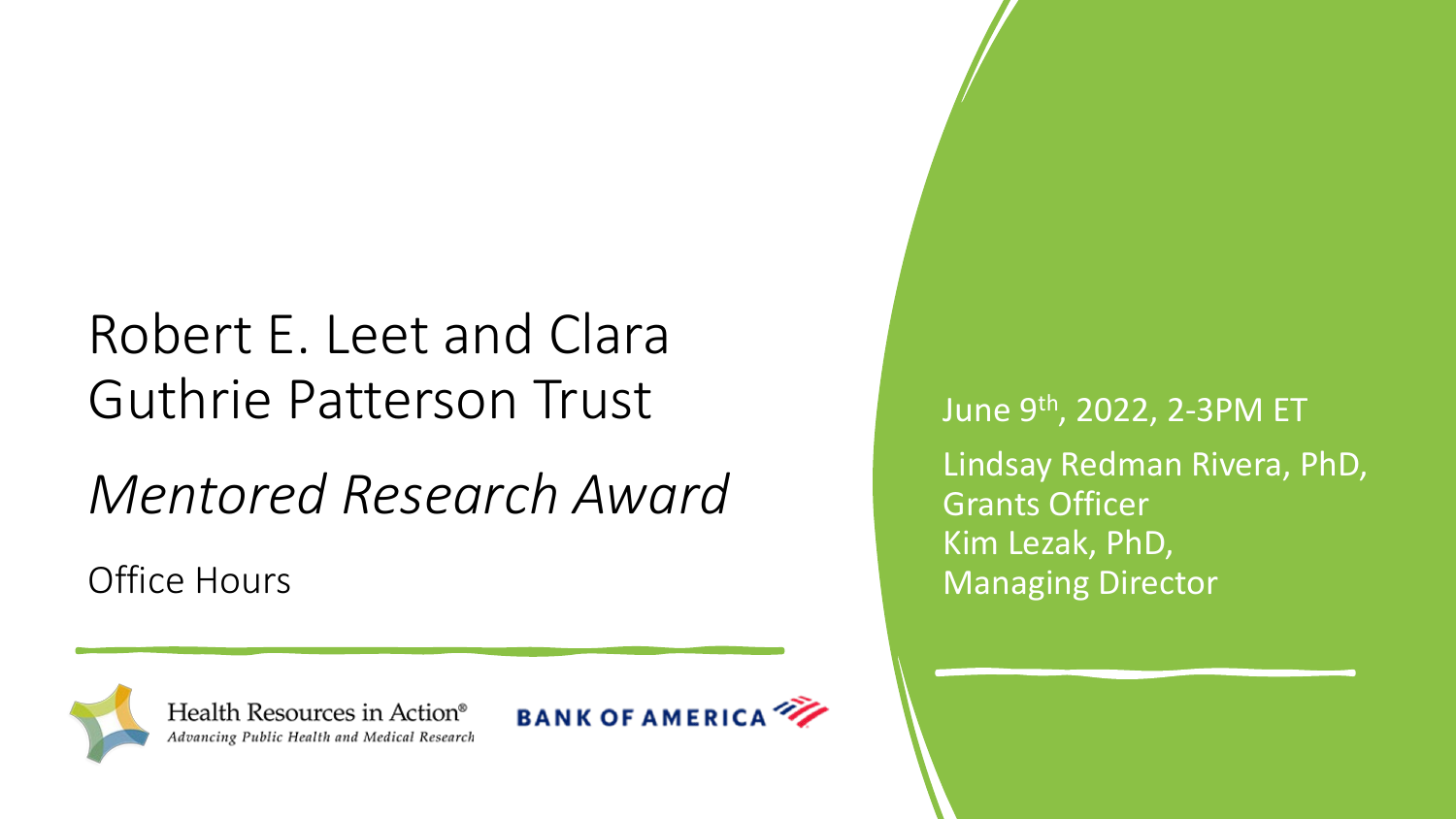# Robert E. Leet and Clara Guthrie Patterson Trust

## *Mentored Research Award*

Office Hours

Health Resources in Action®
*Advancing Public Health and Medical Research*

BANK OF AMERICA

June 9th, 2022, 2-3PM ET

Lindsay Redman Rivera, PhD,
Grants Officer
Kim Lezak, PhD,
Managing Director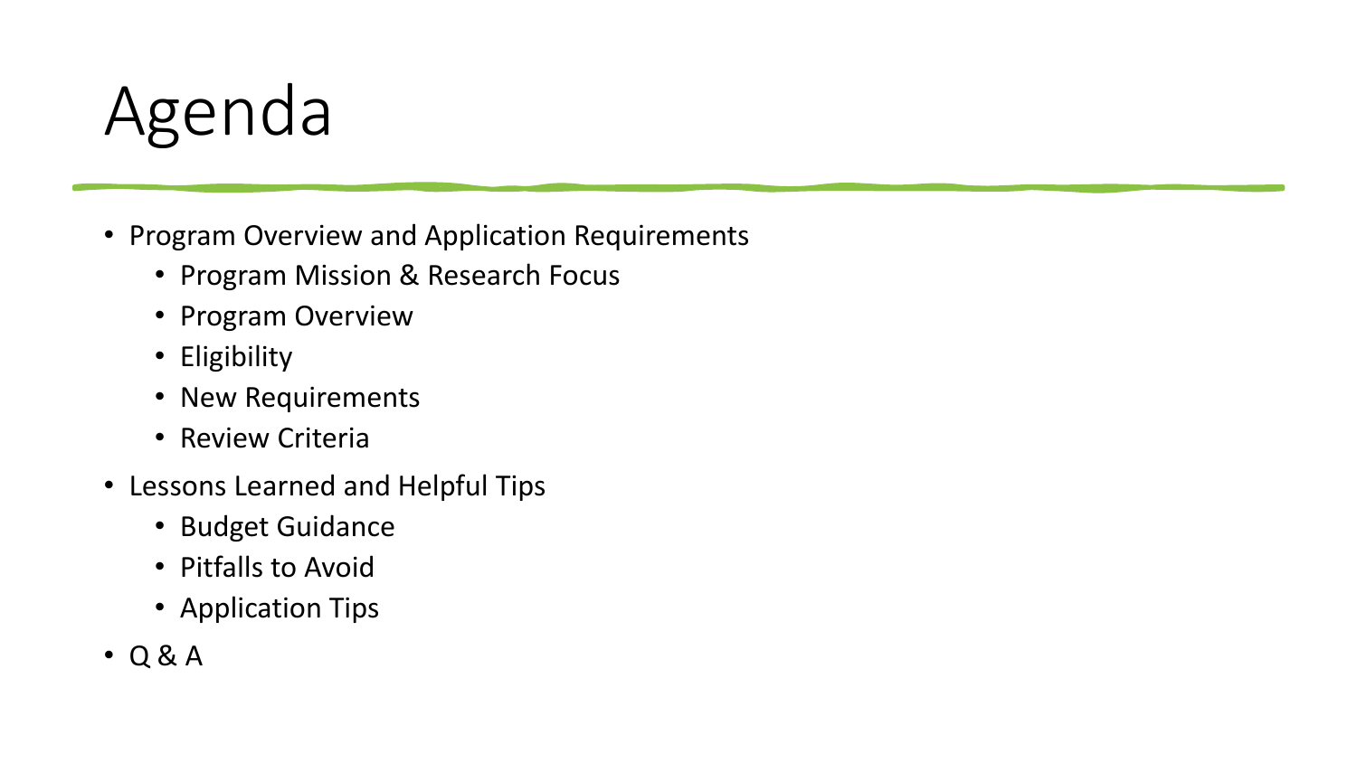# Agenda

- Program Overview and Application Requirements
  - Program Mission & Research Focus
  - Program Overview
  - Eligibility
  - New Requirements
  - Review Criteria
- Lessons Learned and Helpful Tips
  - Budget Guidance
  - Pitfalls to Avoid
  - Application Tips
- Q & A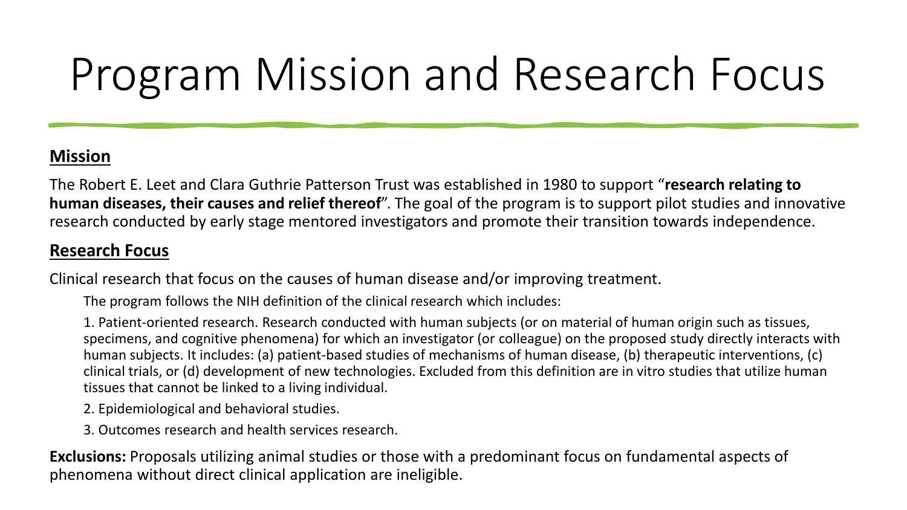# Program Mission and Research Focus

## Mission

The Robert E. Leet and Clara Guthrie Patterson Trust was established in 1980 to support "**research relating to human diseases, their causes and relief thereof**". The goal of the program is to support pilot studies and innovative research conducted by early stage mentored investigators and promote their transition towards independence.

## Research Focus

Clinical research that focus on the causes of human disease and/or improving treatment.

The program follows the NIH definition of the clinical research which includes:

1. Patient-oriented research. Research conducted with human subjects (or on material of human origin such as tissues, specimens, and cognitive phenomena) for which an investigator (or colleague) on the proposed study directly interacts with human subjects. It includes: (a) patient-based studies of mechanisms of human disease, (b) therapeutic interventions, (c) clinical trials, or (d) development of new technologies. Excluded from this definition are in vitro studies that utilize human tissues that cannot be linked to a living individual.

2. Epidemiological and behavioral studies.

3. Outcomes research and health services research.

**Exclusions:** Proposals utilizing animal studies or those with a predominant focus on fundamental aspects of phenomena without direct clinical application are ineligible.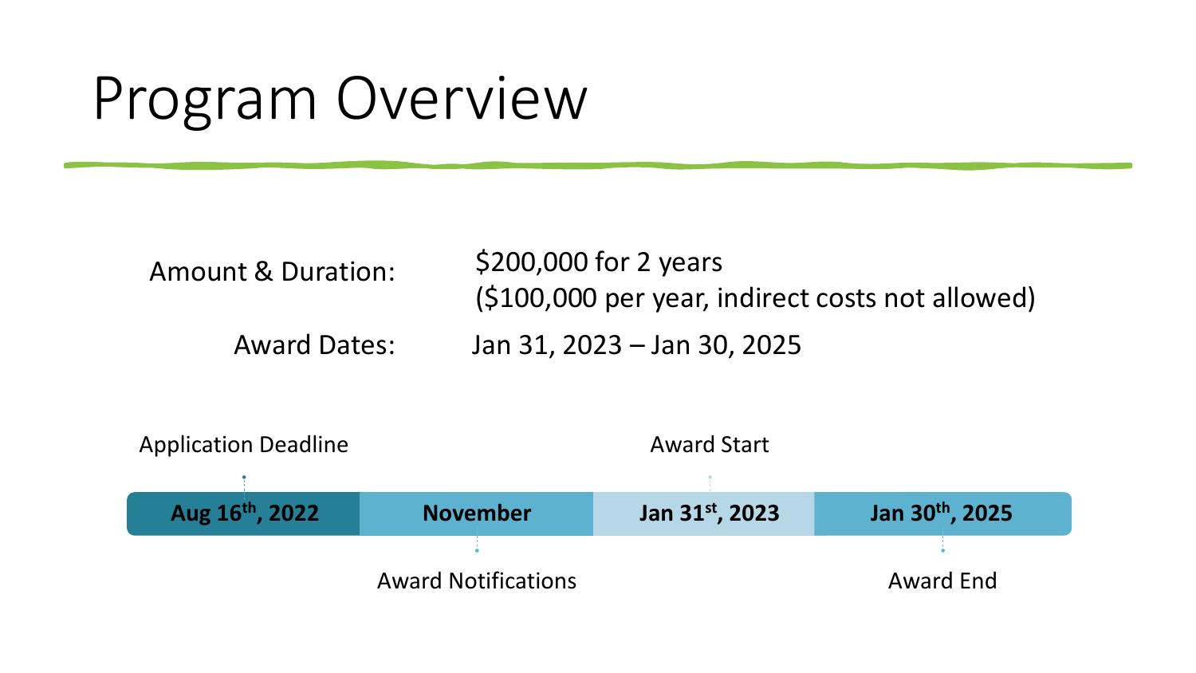# Program Overview

Amount & Duration: $200,000 for 2 years
($100,000 per year, indirect costs not allowed)

Award Dates: Jan 31, 2023 – Jan 30, 2025

| Application Deadline | Award Notifications | Award Start | Award End |
|---|---|---|---|
| **Aug 16th, 2022** | **November** | **Jan 31st, 2023** | **Jan 30th, 2025** |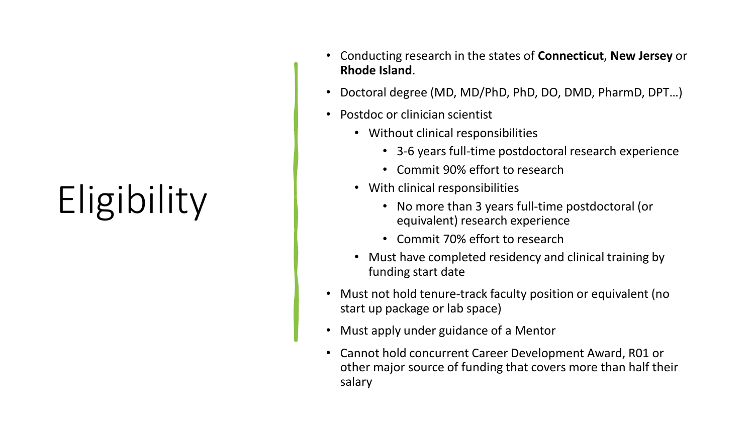# Eligibility

- Conducting research in the states of **Connecticut**, **New Jersey** or **Rhode Island**.
- Doctoral degree (MD, MD/PhD, PhD, DO, DMD, PharmD, DPT…)
- Postdoc or clinician scientist
  - Without clinical responsibilities
    - 3-6 years full-time postdoctoral research experience
    - Commit 90% effort to research
  - With clinical responsibilities
    - No more than 3 years full-time postdoctoral (or equivalent) research experience
    - Commit 70% effort to research
  - Must have completed residency and clinical training by funding start date
- Must not hold tenure-track faculty position or equivalent (no start up package or lab space)
- Must apply under guidance of a Mentor
- Cannot hold concurrent Career Development Award, R01 or other major source of funding that covers more than half their salary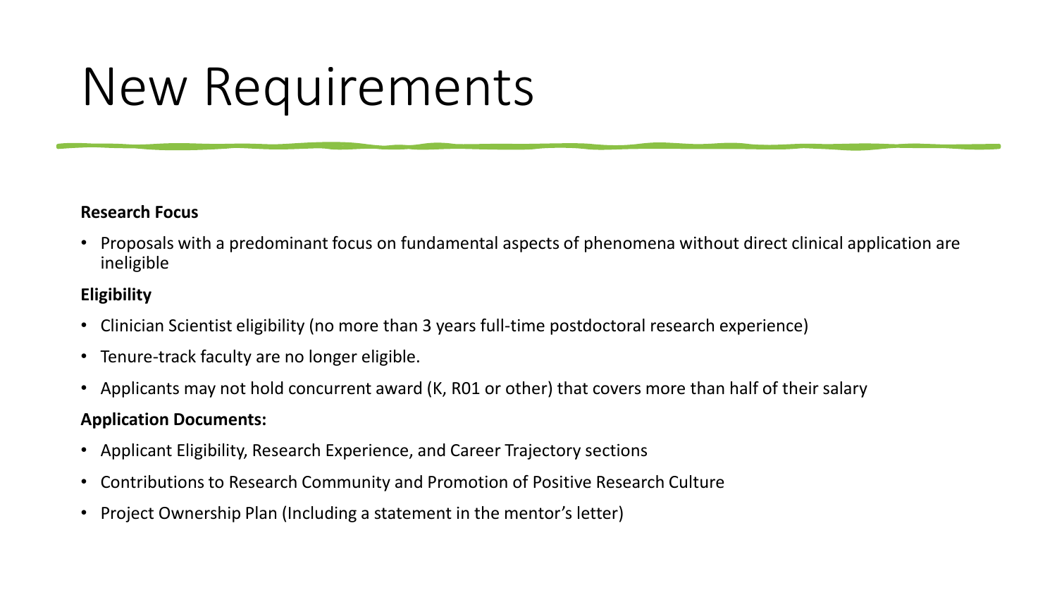# New Requirements

**Research Focus**

- Proposals with a predominant focus on fundamental aspects of phenomena without direct clinical application are ineligible

**Eligibility**

- Clinician Scientist eligibility (no more than 3 years full-time postdoctoral research experience)
- Tenure-track faculty are no longer eligible.
- Applicants may not hold concurrent award (K, R01 or other) that covers more than half of their salary

**Application Documents:**

- Applicant Eligibility, Research Experience, and Career Trajectory sections
- Contributions to Research Community and Promotion of Positive Research Culture
- Project Ownership Plan (Including a statement in the mentor's letter)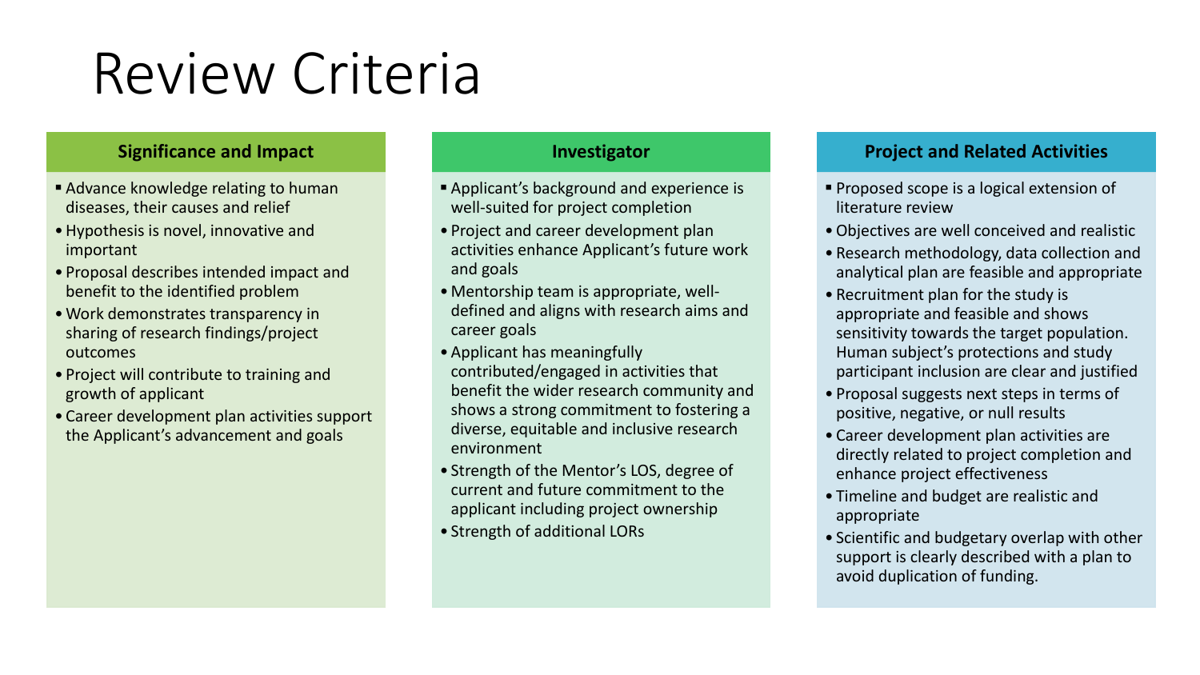# Review Criteria

### Significance and Impact

- Advance knowledge relating to human diseases, their causes and relief
- Hypothesis is novel, innovative and important
- Proposal describes intended impact and benefit to the identified problem
- Work demonstrates transparency in sharing of research findings/project outcomes
- Project will contribute to training and growth of applicant
- Career development plan activities support the Applicant's advancement and goals

### Investigator

- Applicant's background and experience is well-suited for project completion
- Project and career development plan activities enhance Applicant's future work and goals
- Mentorship team is appropriate, well-defined and aligns with research aims and career goals
- Applicant has meaningfully contributed/engaged in activities that benefit the wider research community and shows a strong commitment to fostering a diverse, equitable and inclusive research environment
- Strength of the Mentor's LOS, degree of current and future commitment to the applicant including project ownership
- Strength of additional LORs

### Project and Related Activities

- Proposed scope is a logical extension of literature review
- Objectives are well conceived and realistic
- Research methodology, data collection and analytical plan are feasible and appropriate
- Recruitment plan for the study is appropriate and feasible and shows sensitivity towards the target population. Human subject's protections and study participant inclusion are clear and justified
- Proposal suggests next steps in terms of positive, negative, or null results
- Career development plan activities are directly related to project completion and enhance project effectiveness
- Timeline and budget are realistic and appropriate
- Scientific and budgetary overlap with other support is clearly described with a plan to avoid duplication of funding.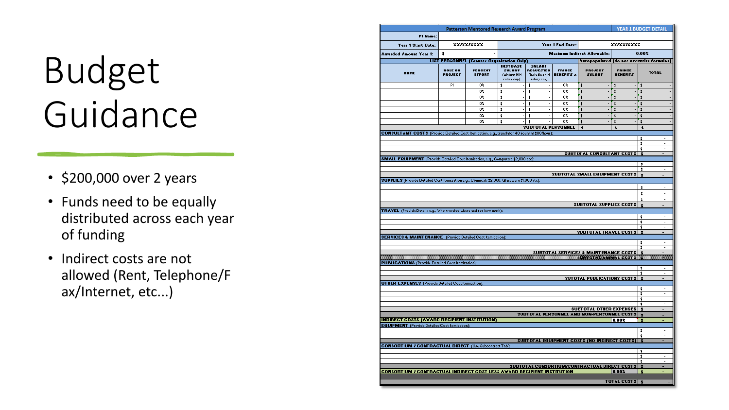# Budget Guidance

- $200,000 over 2 years
- Funds need to be equally distributed across each year of funding
- Indirect costs are not allowed (Rent, Telephone/Fax/Internet, etc...)

| Patterson Mentored Research Award Program | | | | | | | YEAR 1 BUDGET DETAIL | |
|---|---|---|---|---|---|---|---|---|
| PI Name: | | | | | | | | |
| Year 1 Start Date: | XX/XX/XXXX | | | Year 1 End Date: | | XX/XX/XXXX | | |
| Awarded Amount Year 1: | $ - | | | Maximum Indirect Allowable: | | | 0.00% | |
| LIST PERSONNEL (Grantee Organization Only) | | | | | | Autopopulated (do not overwrite formulas) | | |
| NAME | ROLE ON PROJECT | PERCENT EFFORT | INST BASE SALARY (without NIH salary cap) | SALARY REQUESTED (including NIH salary cap) | FRINGE BENEFITS % | PROJECT SALARY | FRINGE BENEFITS | TOTAL |
| | PI | 0% | $ - | $ - | 0% | $ - | $ - | $ - |
| | | 0% | $ - | $ - | 0% | $ - | $ - | $ - |
| | | 0% | $ - | $ - | 0% | $ - | $ - | $ - |
| | | 0% | $ - | $ - | 0% | $ - | $ - | $ - |
| | | 0% | $ - | $ - | 0% | $ - | $ - | $ - |
| | | 0% | $ - | $ - | 0% | $ - | $ - | $ - |
| | | 0% | $ - | $ - | 0% | $ - | $ - | $ - |
| | | | | SUBTOTAL PERSONNEL | | $ - | $ - | $ - |
| CONSULTANT COSTS (Provide Detailed Cost Itemization, e.g., translator 40 hours at $80/hour): | | | | | | | | |
| | | | | | | | | $ - |
| | | | | | | | | $ - |
| | | | | | | | | $ - |
| | | | | | | | SUBTOTAL CONSULTANT COSTS | $ - |
| SMALL EQUIPMENT (Provide Detailed Cost Itemization, e.g., Computers $2,000 etc) | | | | | | | | |
| | | | | | | | | $ - |
| | | | | | | | | $ - |
| | | | | | | | SUBTOTAL SMALL EQUIPMENT COSTS | $ - |
| SUPPLIES (Provide Detailed Cost Itemization e.g., Chemicals $2,000; Glassware $1,000 etc): | | | | | | | | |
| | | | | | | | | $ - |
| | | | | | | | | $ - |
| | | | | | | | | $ - |
| | | | | | | | SUBTOTAL SUPPLIES COSTS | $ - |
| TRAVEL (Provide Details e.g., Who traveled where and for how much): | | | | | | | | |
| | | | | | | | | $ - |
| | | | | | | | | $ - |
| | | | | | | | | $ - |
| | | | | | | | SUBTOTAL TRAVEL COSTS | $ - |
| SERVICES & MAINTENANCE (Provide Detailed Cost Itemization): | | | | | | | | |
| | | | | | | | | $ - |
| | | | | | | | | $ - |
| | | | | | | | SUBTOTAL SERVICES & MAINTENANCE COSTS | $ - |
| | | | | | | | SUBTOTAL ANIMAL COSTS | $ - |
| PUBLICATIONS (Provide Detailed Cost Itemization): | | | | | | | | |
| | | | | | | | | $ - |
| | | | | | | | | $ - |
| | | | | | | | SUTOTAL PUBLICATIONS COSTS | $ - |
| OTHER EXPENSES (Provide Detailed Cost Itemization): | | | | | | | | |
| | | | | | | | | $ - |
| | | | | | | | | $ - |
| | | | | | | | | $ - |
| | | | | | | | | $ - |
| | | | | | | | SUBTOTAL OTHER EXPENSES | $ - |
| | | | | | | | SUBTOTAL PERSONNEL AND NON-PERSONNEL COSTS | $ - |
| INDIRECT COSTS (AWARD RECIPIENT INSTITUTION) | | | | | | | 0.00% | $ - |
| EQUIPMENT (Provide Detailed Cost Itemization): | | | | | | | | |
| | | | | | | | | $ - |
| | | | | | | | | $ - |
| | | | | | | | SUBTOTAL EQUIPMENT COSTS (NO INDIRECT COSTS) | $ - |
| CONSORTIUM / CONTRACTUAL DIRECT (Use Subcontract Tab) | | | | | | | | |
| | | | | | | | | $ - |
| | | | | | | | | $ - |
| | | | | | | | | $ - |
| | | | | | | | SUBTOTAL CONSORTIUM/CONTRACTUAL DIRECT COSTS | $ - |
| CONSORTIUM / CONTRACTUAL INDIRECT COST LESS AWARD RECIPIENT INSTITUTION | | | | | | | 0.00% | $ - |
| | | | | | | | TOTAL COSTS | $ - |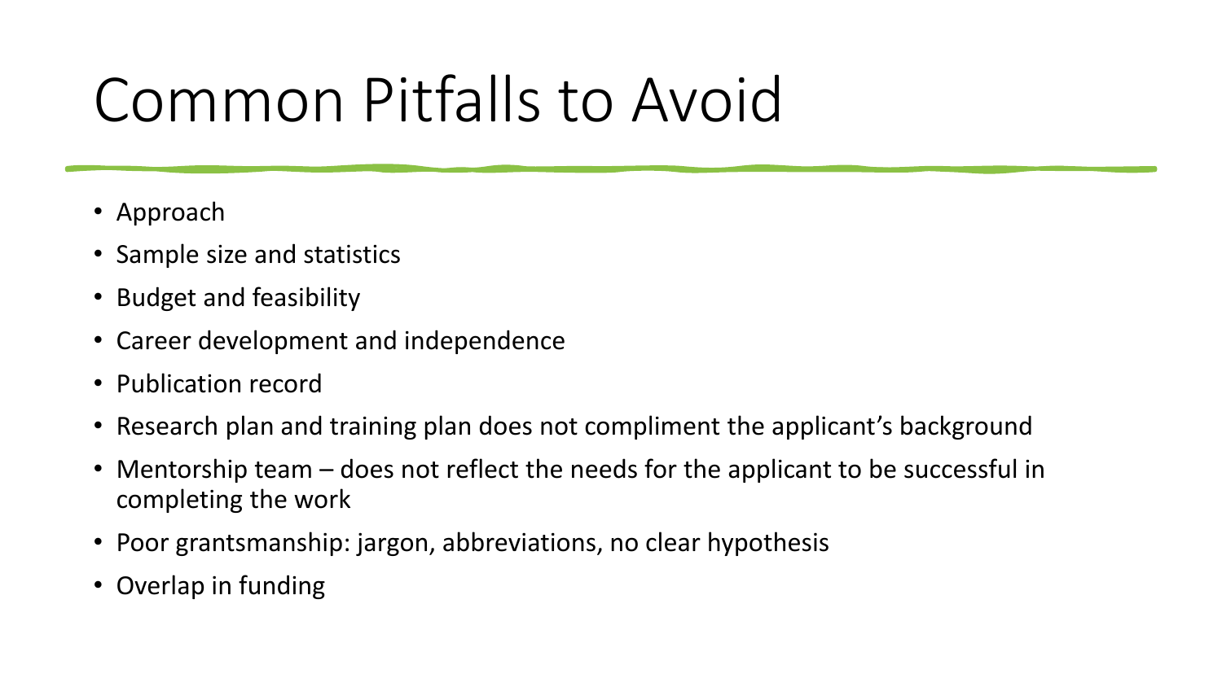# Common Pitfalls to Avoid

- Approach
- Sample size and statistics
- Budget and feasibility
- Career development and independence
- Publication record
- Research plan and training plan does not compliment the applicant's background
- Mentorship team – does not reflect the needs for the applicant to be successful in completing the work
- Poor grantsmanship: jargon, abbreviations, no clear hypothesis
- Overlap in funding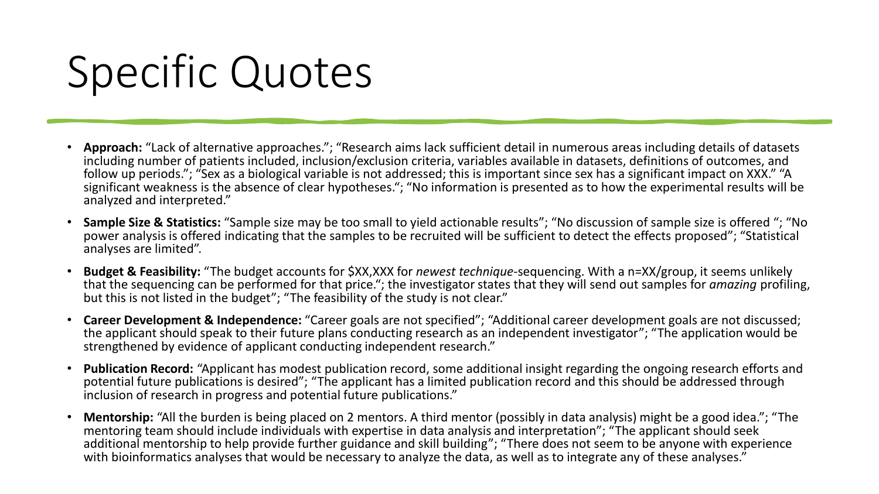# Specific Quotes

- **Approach:** "Lack of alternative approaches."; "Research aims lack sufficient detail in numerous areas including details of datasets including number of patients included, inclusion/exclusion criteria, variables available in datasets, definitions of outcomes, and follow up periods."; "Sex as a biological variable is not addressed; this is important since sex has a significant impact on XXX." "A significant weakness is the absence of clear hypotheses."; "No information is presented as to how the experimental results will be analyzed and interpreted."
- **Sample Size & Statistics:** "Sample size may be too small to yield actionable results"; "No discussion of sample size is offered "; "No power analysis is offered indicating that the samples to be recruited will be sufficient to detect the effects proposed"; "Statistical analyses are limited".
- **Budget & Feasibility:** "The budget accounts for $XX,XXX for *newest technique*-sequencing. With a n=XX/group, it seems unlikely that the sequencing can be performed for that price."; the investigator states that they will send out samples for *amazing* profiling, but this is not listed in the budget"; "The feasibility of the study is not clear."
- **Career Development & Independence:** "Career goals are not specified"; "Additional career development goals are not discussed; the applicant should speak to their future plans conducting research as an independent investigator"; "The application would be strengthened by evidence of applicant conducting independent research."
- **Publication Record:** "Applicant has modest publication record, some additional insight regarding the ongoing research efforts and potential future publications is desired"; "The applicant has a limited publication record and this should be addressed through inclusion of research in progress and potential future publications."
- **Mentorship:** "All the burden is being placed on 2 mentors. A third mentor (possibly in data analysis) might be a good idea."; "The mentoring team should include individuals with expertise in data analysis and interpretation"; "The applicant should seek additional mentorship to help provide further guidance and skill building"; "There does not seem to be anyone with experience with bioinformatics analyses that would be necessary to analyze the data, as well as to integrate any of these analyses."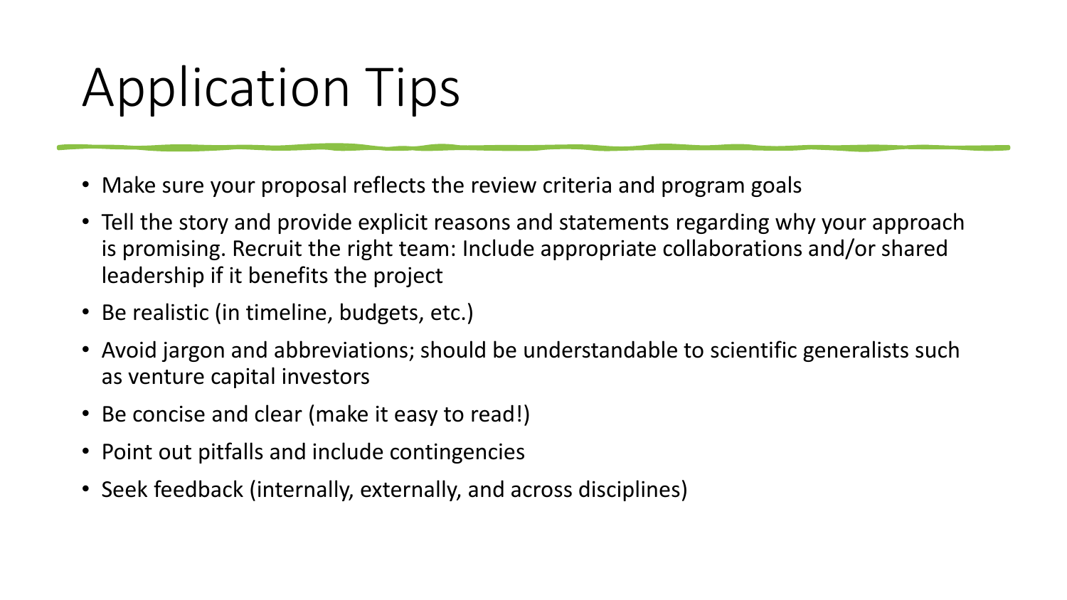# Application Tips

- Make sure your proposal reflects the review criteria and program goals
- Tell the story and provide explicit reasons and statements regarding why your approach is promising. Recruit the right team: Include appropriate collaborations and/or shared leadership if it benefits the project
- Be realistic (in timeline, budgets, etc.)
- Avoid jargon and abbreviations; should be understandable to scientific generalists such as venture capital investors
- Be concise and clear (make it easy to read!)
- Point out pitfalls and include contingencies
- Seek feedback (internally, externally, and across disciplines)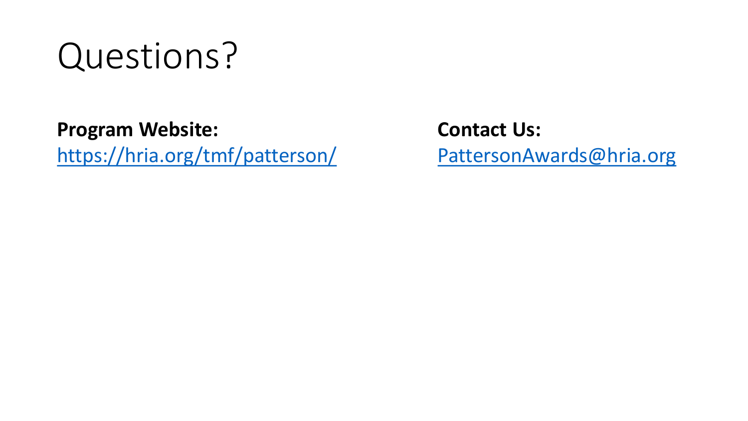# Questions?

**Program Website:**
https://hria.org/tmf/patterson/

**Contact Us:**
PattersonAwards@hria.org